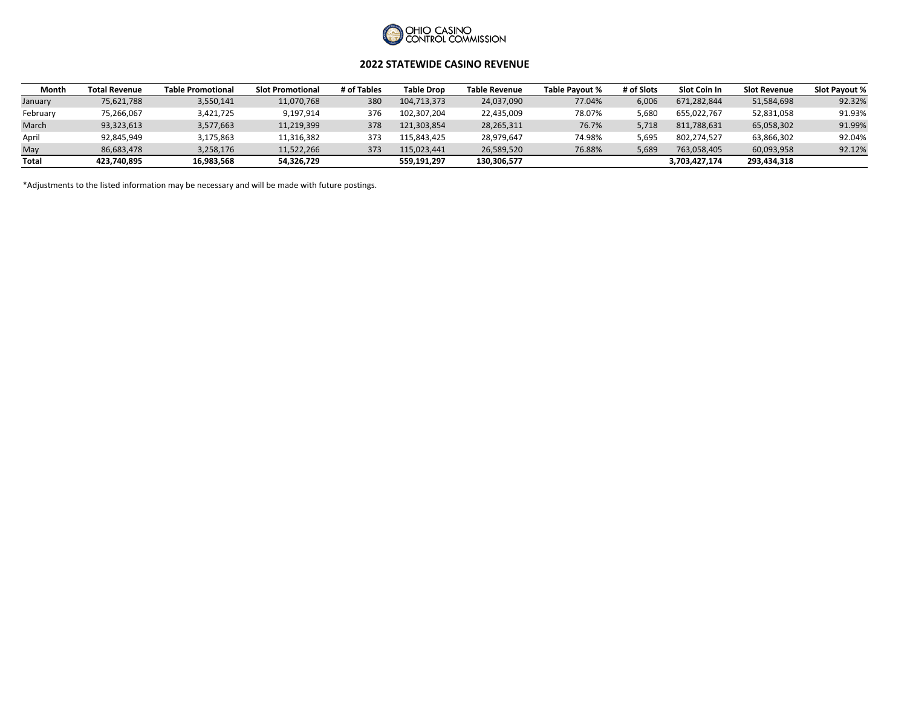OHIO CASINO CONTROL COMMISSION

## 2022 STATEWIDE CASINO REVENUE

| Month | Total Revenue | Table Promotional | Slot Promotional | # of Tables | Table Drop | Table Revenue | Table Payout % | # of Slots | Slot Coin In | Slot Revenue | Slot Payout % |
|---|---|---|---|---|---|---|---|---|---|---|---|
| January | 75,621,788 | 3,550,141 | 11,070,768 | 380 | 104,713,373 | 24,037,090 | 77.04% | 6,006 | 671,282,844 | 51,584,698 | 92.32% |
| February | 75,266,067 | 3,421,725 | 9,197,914 | 376 | 102,307,204 | 22,435,009 | 78.07% | 5,680 | 655,022,767 | 52,831,058 | 91.93% |
| March | 93,323,613 | 3,577,663 | 11,219,399 | 378 | 121,303,854 | 28,265,311 | 76.7% | 5,718 | 811,788,631 | 65,058,302 | 91.99% |
| April | 92,845,949 | 3,175,863 | 11,316,382 | 373 | 115,843,425 | 28,979,647 | 74.98% | 5,695 | 802,274,527 | 63,866,302 | 92.04% |
| May | 86,683,478 | 3,258,176 | 11,522,266 | 373 | 115,023,441 | 26,589,520 | 76.88% | 5,689 | 763,058,405 | 60,093,958 | 92.12% |
| **Total** | **423,740,895** | **16,983,568** | **54,326,729** | | **559,191,297** | **130,306,577** | | | **3,703,427,174** | **293,434,318** | |

*Adjustments to the listed information may be necessary and will be made with future postings.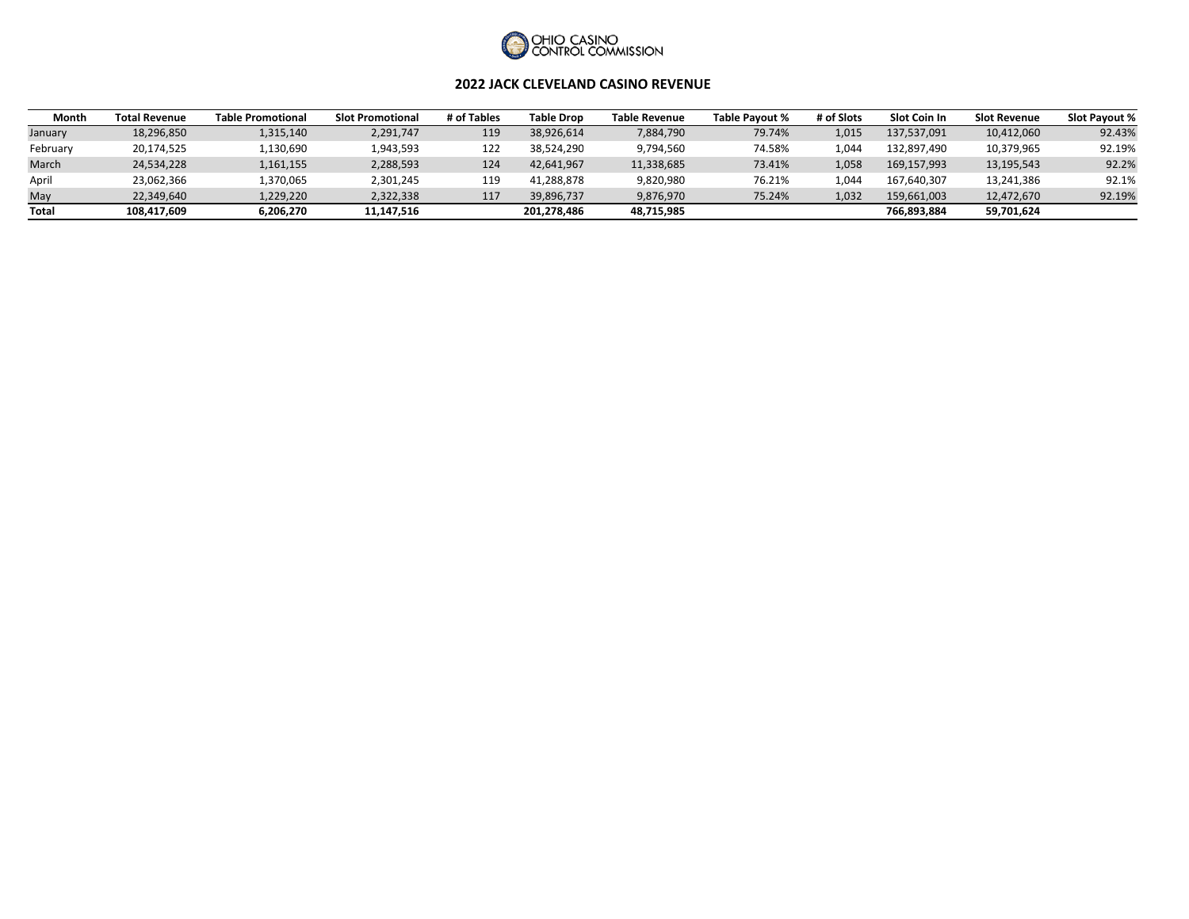OHIO CASINO CONTROL COMMISSION

## 2022 JACK CLEVELAND CASINO REVENUE

| Month | Total Revenue | Table Promotional | Slot Promotional | # of Tables | Table Drop | Table Revenue | Table Payout % | # of Slots | Slot Coin In | Slot Revenue | Slot Payout % |
|---|---|---|---|---|---|---|---|---|---|---|---|
| January | 18,296,850 | 1,315,140 | 2,291,747 | 119 | 38,926,614 | 7,884,790 | 79.74% | 1,015 | 137,537,091 | 10,412,060 | 92.43% |
| February | 20,174,525 | 1,130,690 | 1,943,593 | 122 | 38,524,290 | 9,794,560 | 74.58% | 1,044 | 132,897,490 | 10,379,965 | 92.19% |
| March | 24,534,228 | 1,161,155 | 2,288,593 | 124 | 42,641,967 | 11,338,685 | 73.41% | 1,058 | 169,157,993 | 13,195,543 | 92.2% |
| April | 23,062,366 | 1,370,065 | 2,301,245 | 119 | 41,288,878 | 9,820,980 | 76.21% | 1,044 | 167,640,307 | 13,241,386 | 92.1% |
| May | 22,349,640 | 1,229,220 | 2,322,338 | 117 | 39,896,737 | 9,876,970 | 75.24% | 1,032 | 159,661,003 | 12,472,670 | 92.19% |
| **Total** | **108,417,609** | **6,206,270** | **11,147,516** | | **201,278,486** | **48,715,985** | | | **766,893,884** | **59,701,624** | |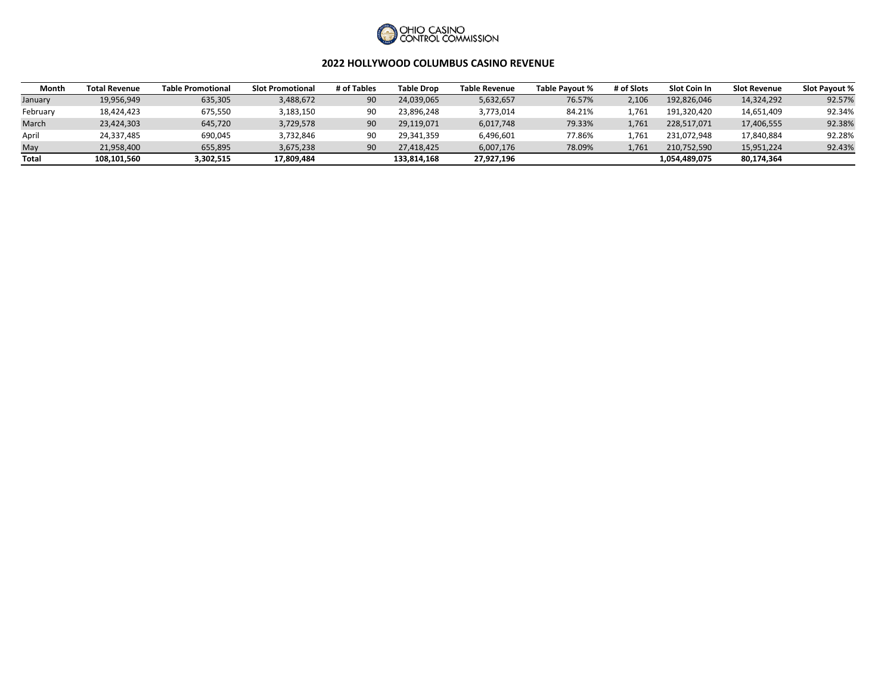OHIO CASINO CONTROL COMMISSION

## 2022 HOLLYWOOD COLUMBUS CASINO REVENUE

| Month | Total Revenue | Table Promotional | Slot Promotional | # of Tables | Table Drop | Table Revenue | Table Payout % | # of Slots | Slot Coin In | Slot Revenue | Slot Payout % |
|---|---|---|---|---|---|---|---|---|---|---|---|
| January | 19,956,949 | 635,305 | 3,488,672 | 90 | 24,039,065 | 5,632,657 | 76.57% | 2,106 | 192,826,046 | 14,324,292 | 92.57% |
| February | 18,424,423 | 675,550 | 3,183,150 | 90 | 23,896,248 | 3,773,014 | 84.21% | 1,761 | 191,320,420 | 14,651,409 | 92.34% |
| March | 23,424,303 | 645,720 | 3,729,578 | 90 | 29,119,071 | 6,017,748 | 79.33% | 1,761 | 228,517,071 | 17,406,555 | 92.38% |
| April | 24,337,485 | 690,045 | 3,732,846 | 90 | 29,341,359 | 6,496,601 | 77.86% | 1,761 | 231,072,948 | 17,840,884 | 92.28% |
| May | 21,958,400 | 655,895 | 3,675,238 | 90 | 27,418,425 | 6,007,176 | 78.09% | 1,761 | 210,752,590 | 15,951,224 | 92.43% |
| **Total** | **108,101,560** | **3,302,515** | **17,809,484** | | **133,814,168** | **27,927,196** | | | **1,054,489,075** | **80,174,364** | |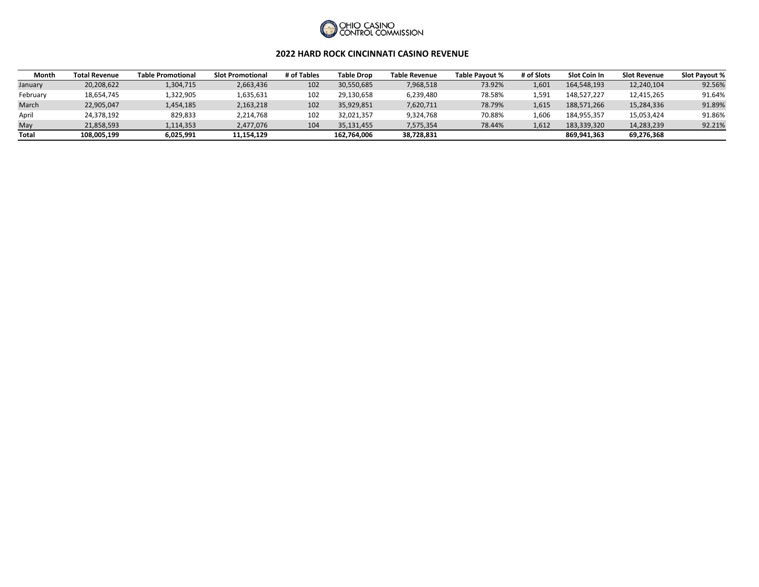OHIO CASINO CONTROL COMMISSION

## 2022 HARD ROCK CINCINNATI CASINO REVENUE

| Month | Total Revenue | Table Promotional | Slot Promotional | # of Tables | Table Drop | Table Revenue | Table Payout % | # of Slots | Slot Coin In | Slot Revenue | Slot Payout % |
|---|---|---|---|---|---|---|---|---|---|---|---|
| January | 20,208,622 | 1,304,715 | 2,663,436 | 102 | 30,550,685 | 7,968,518 | 73.92% | 1,601 | 164,548,193 | 12,240,104 | 92.56% |
| February | 18,654,745 | 1,322,905 | 1,635,631 | 102 | 29,130,658 | 6,239,480 | 78.58% | 1,591 | 148,527,227 | 12,415,265 | 91.64% |
| March | 22,905,047 | 1,454,185 | 2,163,218 | 102 | 35,929,851 | 7,620,711 | 78.79% | 1,615 | 188,571,266 | 15,284,336 | 91.89% |
| April | 24,378,192 | 829,833 | 2,214,768 | 102 | 32,021,357 | 9,324,768 | 70.88% | 1,606 | 184,955,357 | 15,053,424 | 91.86% |
| May | 21,858,593 | 1,114,353 | 2,477,076 | 104 | 35,131,455 | 7,575,354 | 78.44% | 1,612 | 183,339,320 | 14,283,239 | 92.21% |
| **Total** | **108,005,199** | **6,025,991** | **11,154,129** | | **162,764,006** | **38,728,831** | | | **869,941,363** | **69,276,368** | |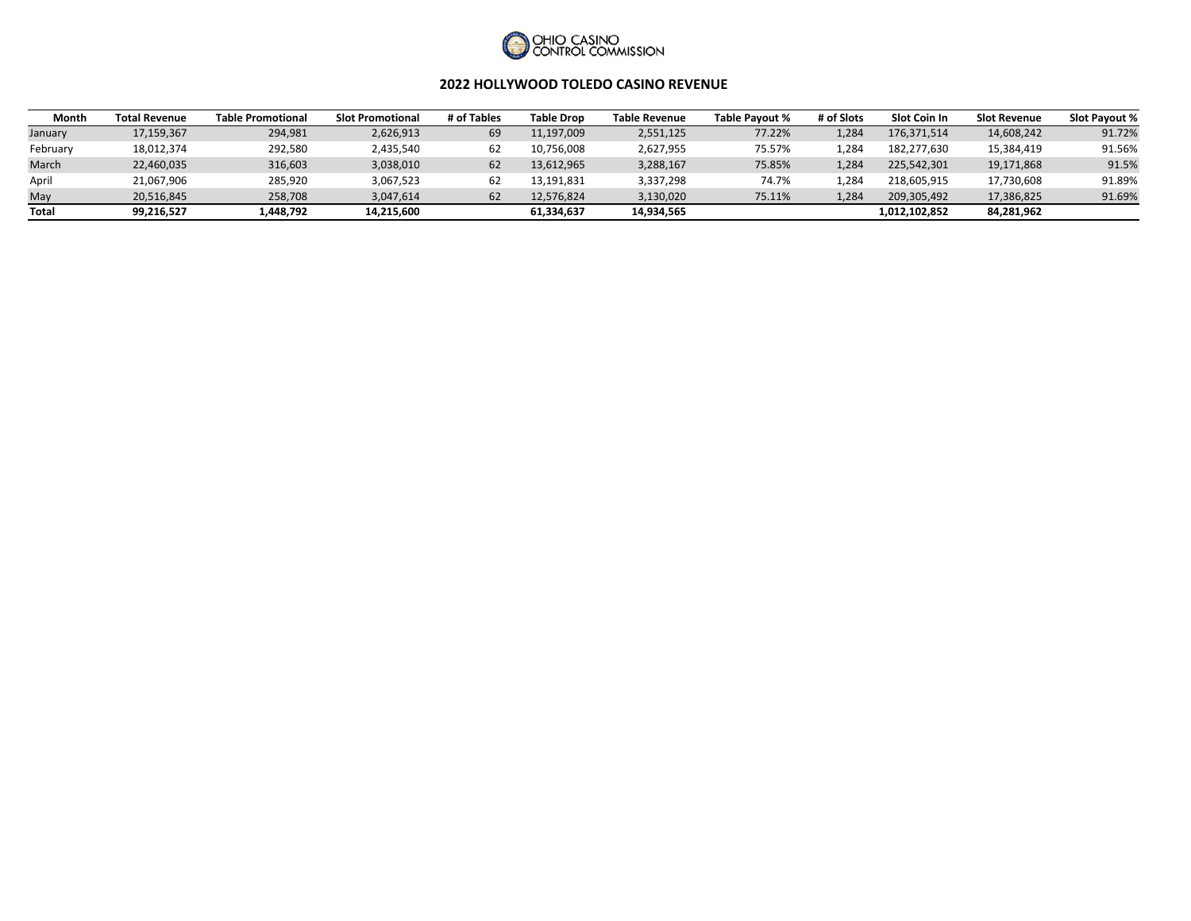OHIO CASINO CONTROL COMMISSION

## 2022 HOLLYWOOD TOLEDO CASINO REVENUE

| Month | Total Revenue | Table Promotional | Slot Promotional | # of Tables | Table Drop | Table Revenue | Table Payout % | # of Slots | Slot Coin In | Slot Revenue | Slot Payout % |
|---|---|---|---|---|---|---|---|---|---|---|---|
| January | 17,159,367 | 294,981 | 2,626,913 | 69 | 11,197,009 | 2,551,125 | 77.22% | 1,284 | 176,371,514 | 14,608,242 | 91.72% |
| February | 18,012,374 | 292,580 | 2,435,540 | 62 | 10,756,008 | 2,627,955 | 75.57% | 1,284 | 182,277,630 | 15,384,419 | 91.56% |
| March | 22,460,035 | 316,603 | 3,038,010 | 62 | 13,612,965 | 3,288,167 | 75.85% | 1,284 | 225,542,301 | 19,171,868 | 91.5% |
| April | 21,067,906 | 285,920 | 3,067,523 | 62 | 13,191,831 | 3,337,298 | 74.7% | 1,284 | 218,605,915 | 17,730,608 | 91.89% |
| May | 20,516,845 | 258,708 | 3,047,614 | 62 | 12,576,824 | 3,130,020 | 75.11% | 1,284 | 209,305,492 | 17,386,825 | 91.69% |
| **Total** | **99,216,527** | **1,448,792** | **14,215,600** | | **61,334,637** | **14,934,565** | | | **1,012,102,852** | **84,281,962** | |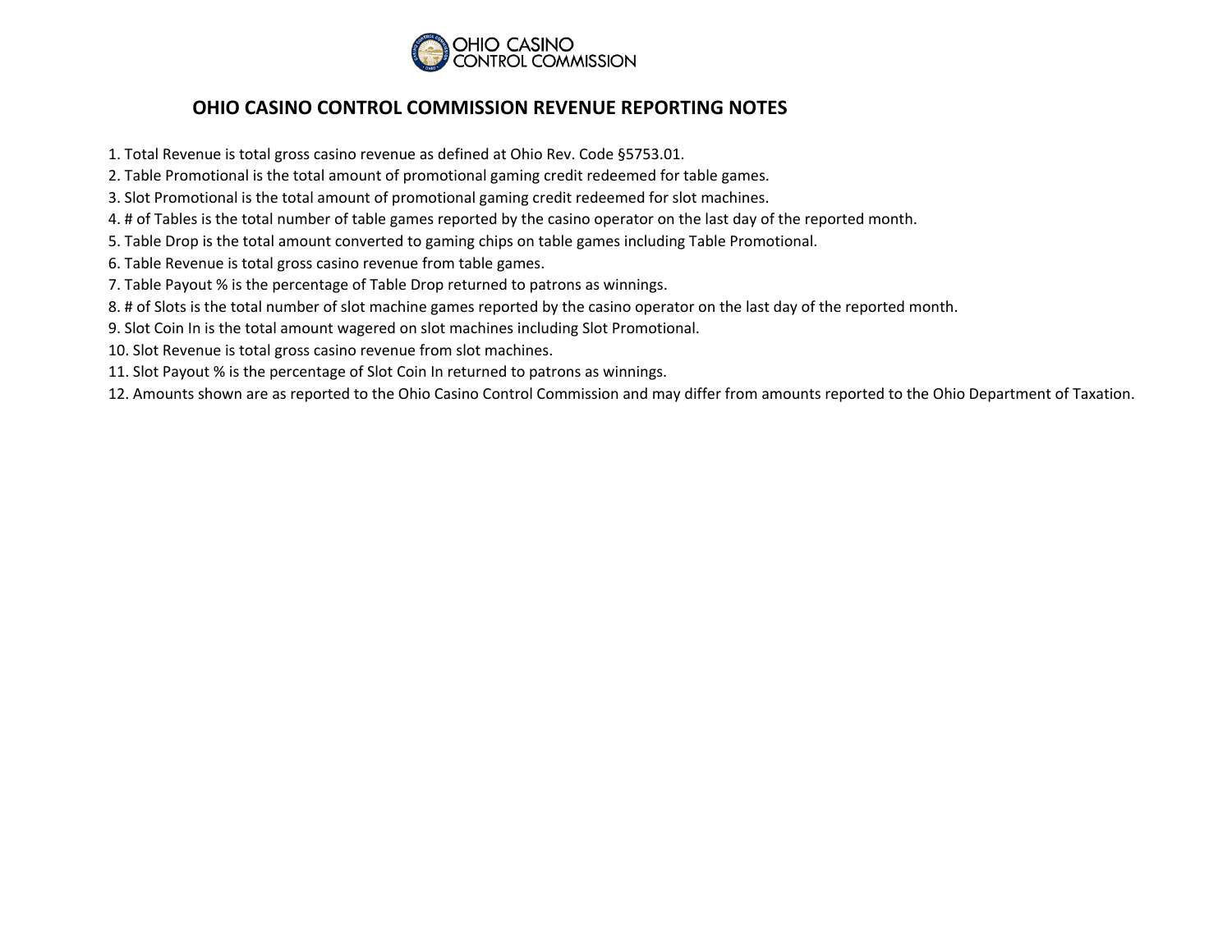OHIO CASINO CONTROL COMMISSION

# OHIO CASINO CONTROL COMMISSION REVENUE REPORTING NOTES

1. Total Revenue is total gross casino revenue as defined at Ohio Rev. Code §5753.01.
2. Table Promotional is the total amount of promotional gaming credit redeemed for table games.
3. Slot Promotional is the total amount of promotional gaming credit redeemed for slot machines.
4. # of Tables is the total number of table games reported by the casino operator on the last day of the reported month.
5. Table Drop is the total amount converted to gaming chips on table games including Table Promotional.
6. Table Revenue is total gross casino revenue from table games.
7. Table Payout % is the percentage of Table Drop returned to patrons as winnings.
8. # of Slots is the total number of slot machine games reported by the casino operator on the last day of the reported month.
9. Slot Coin In is the total amount wagered on slot machines including Slot Promotional.
10. Slot Revenue is total gross casino revenue from slot machines.
11. Slot Payout % is the percentage of Slot Coin In returned to patrons as winnings.
12. Amounts shown are as reported to the Ohio Casino Control Commission and may differ from amounts reported to the Ohio Department of Taxation.